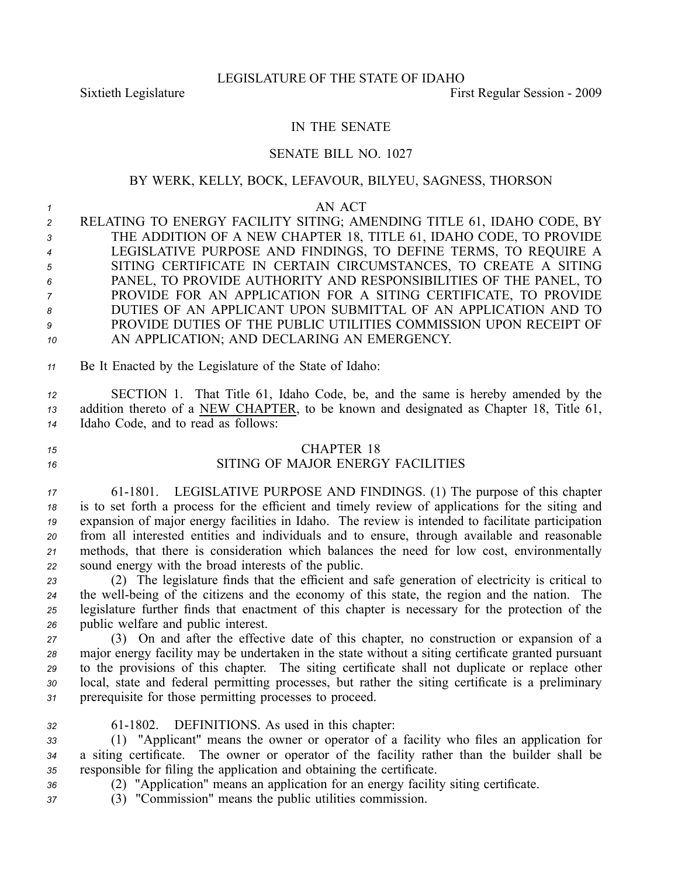LEGISLATURE OF THE STATE OF IDAHO

Sixtieth Legislature First Regular Session - 2009

IN THE SENATE

SENATE BILL NO. 1027

BY WERK, KELLY, BOCK, LEFAVOUR, BILYEU, SAGNESS, THORSON

AN ACT

RELATING TO ENERGY FACILITY SITING; AMENDING TITLE 61, IDAHO CODE, BY THE ADDITION OF A NEW CHAPTER 18, TITLE 61, IDAHO CODE, TO PROVIDE LEGISLATIVE PURPOSE AND FINDINGS, TO DEFINE TERMS, TO REQUIRE A SITING CERTIFICATE IN CERTAIN CIRCUMSTANCES, TO CREATE A SITING PANEL, TO PROVIDE AUTHORITY AND RESPONSIBILITIES OF THE PANEL, TO PROVIDE FOR AN APPLICATION FOR A SITING CERTIFICATE, TO PROVIDE DUTIES OF AN APPLICANT UPON SUBMITTAL OF AN APPLICATION AND TO PROVIDE DUTIES OF THE PUBLIC UTILITIES COMMISSION UPON RECEIPT OF AN APPLICATION; AND DECLARING AN EMERGENCY.

Be It Enacted by the Legislature of the State of Idaho:

SECTION 1. That Title 61, Idaho Code, be, and the same is hereby amended by the addition thereto of a NEW CHAPTER, to be known and designated as Chapter 18, Title 61, Idaho Code, and to read as follows:

CHAPTER 18
SITING OF MAJOR ENERGY FACILITIES

61-1801. LEGISLATIVE PURPOSE AND FINDINGS. (1) The purpose of this chapter is to set forth a process for the efficient and timely review of applications for the siting and expansion of major energy facilities in Idaho. The review is intended to facilitate participation from all interested entities and individuals and to ensure, through available and reasonable methods, that there is consideration which balances the need for low cost, environmentally sound energy with the broad interests of the public.

(2) The legislature finds that the efficient and safe generation of electricity is critical to the well-being of the citizens and the economy of this state, the region and the nation. The legislature further finds that enactment of this chapter is necessary for the protection of the public welfare and public interest.

(3) On and after the effective date of this chapter, no construction or expansion of a major energy facility may be undertaken in the state without a siting certificate granted pursuant to the provisions of this chapter. The siting certificate shall not duplicate or replace other local, state and federal permitting processes, but rather the siting certificate is a preliminary prerequisite for those permitting processes to proceed.

61-1802. DEFINITIONS. As used in this chapter:

(1) "Applicant" means the owner or operator of a facility who files an application for a siting certificate. The owner or operator of the facility rather than the builder shall be responsible for filing the application and obtaining the certificate.

(2) "Application" means an application for an energy facility siting certificate.

(3) "Commission" means the public utilities commission.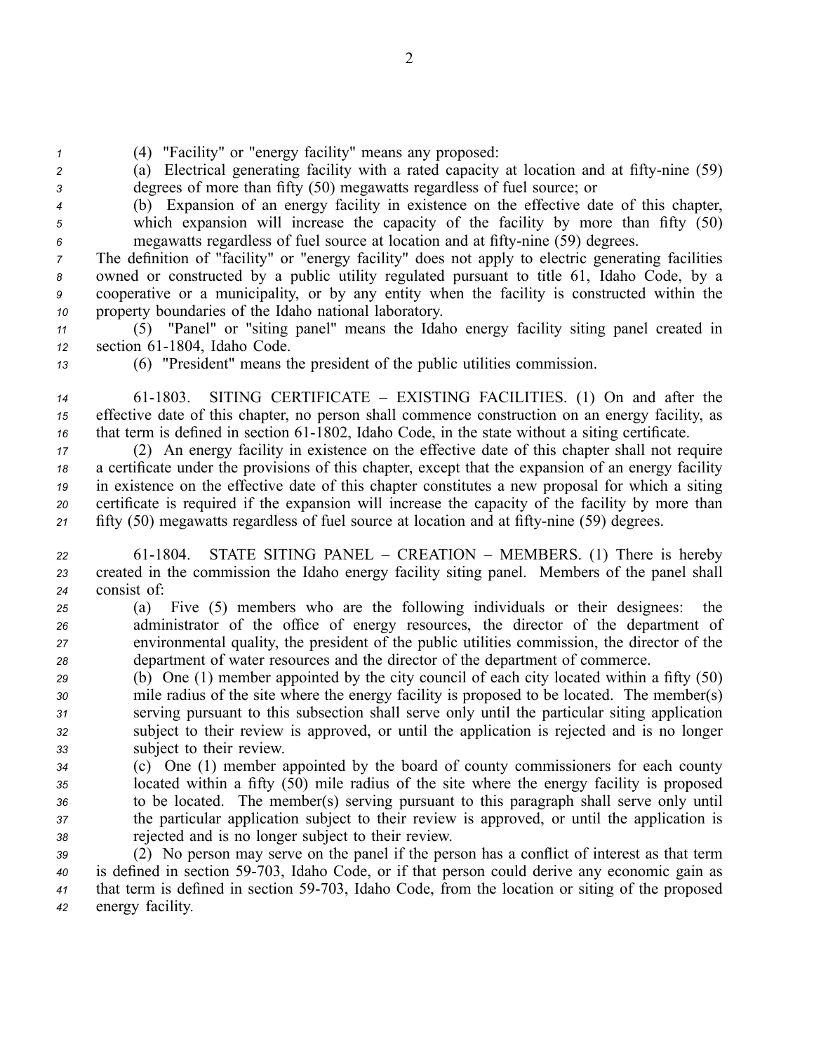(4) "Facility" or "energy facility" means any proposed:

(a) Electrical generating facility with a rated capacity at location and at fifty-nine (59) degrees of more than fifty (50) megawatts regardless of fuel source; or

(b) Expansion of an energy facility in existence on the effective date of this chapter, which expansion will increase the capacity of the facility by more than fifty (50) megawatts regardless of fuel source at location and at fifty-nine (59) degrees.

The definition of "facility" or "energy facility" does not apply to electric generating facilities owned or constructed by a public utility regulated pursuant to title 61, Idaho Code, by a cooperative or a municipality, or by any entity when the facility is constructed within the property boundaries of the Idaho national laboratory.

(5) "Panel" or "siting panel" means the Idaho energy facility siting panel created in section 61-1804, Idaho Code.

(6) "President" means the president of the public utilities commission.

61-1803. SITING CERTIFICATE – EXISTING FACILITIES. (1) On and after the effective date of this chapter, no person shall commence construction on an energy facility, as that term is defined in section 61-1802, Idaho Code, in the state without a siting certificate.

(2) An energy facility in existence on the effective date of this chapter shall not require a certificate under the provisions of this chapter, except that the expansion of an energy facility in existence on the effective date of this chapter constitutes a new proposal for which a siting certificate is required if the expansion will increase the capacity of the facility by more than fifty (50) megawatts regardless of fuel source at location and at fifty-nine (59) degrees.

61-1804. STATE SITING PANEL – CREATION – MEMBERS. (1) There is hereby created in the commission the Idaho energy facility siting panel. Members of the panel shall consist of:

(a) Five (5) members who are the following individuals or their designees: the administrator of the office of energy resources, the director of the department of environmental quality, the president of the public utilities commission, the director of the department of water resources and the director of the department of commerce.

(b) One (1) member appointed by the city council of each city located within a fifty (50) mile radius of the site where the energy facility is proposed to be located. The member(s) serving pursuant to this subsection shall serve only until the particular siting application subject to their review is approved, or until the application is rejected and is no longer subject to their review.

(c) One (1) member appointed by the board of county commissioners for each county located within a fifty (50) mile radius of the site where the energy facility is proposed to be located. The member(s) serving pursuant to this paragraph shall serve only until the particular application subject to their review is approved, or until the application is rejected and is no longer subject to their review.

(2) No person may serve on the panel if the person has a conflict of interest as that term is defined in section 59-703, Idaho Code, or if that person could derive any economic gain as that term is defined in section 59-703, Idaho Code, from the location or siting of the proposed energy facility.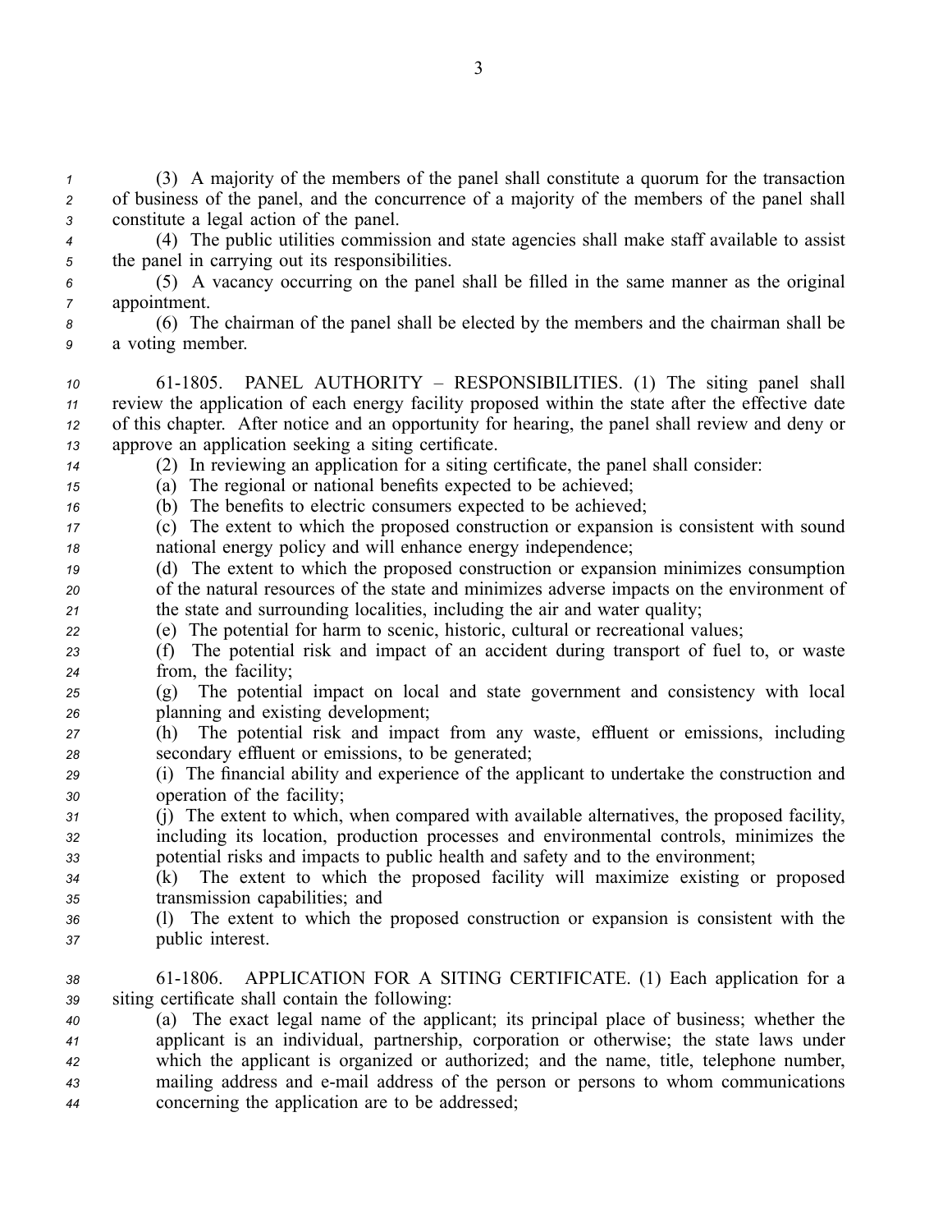(3) A majority of the members of the panel shall constitute a quorum for the transaction of business of the panel, and the concurrence of a majority of the members of the panel shall constitute a legal action of the panel.

(4) The public utilities commission and state agencies shall make staff available to assist the panel in carrying out its responsibilities.

(5) A vacancy occurring on the panel shall be filled in the same manner as the original appointment.

(6) The chairman of the panel shall be elected by the members and the chairman shall be a voting member.

61-1805. PANEL AUTHORITY – RESPONSIBILITIES. (1) The siting panel shall review the application of each energy facility proposed within the state after the effective date of this chapter. After notice and an opportunity for hearing, the panel shall review and deny or approve an application seeking a siting certificate.

(2) In reviewing an application for a siting certificate, the panel shall consider:

(a) The regional or national benefits expected to be achieved;

(b) The benefits to electric consumers expected to be achieved;

(c) The extent to which the proposed construction or expansion is consistent with sound national energy policy and will enhance energy independence;

(d) The extent to which the proposed construction or expansion minimizes consumption of the natural resources of the state and minimizes adverse impacts on the environment of the state and surrounding localities, including the air and water quality;

(e) The potential for harm to scenic, historic, cultural or recreational values;

(f) The potential risk and impact of an accident during transport of fuel to, or waste from, the facility;

(g) The potential impact on local and state government and consistency with local planning and existing development;

(h) The potential risk and impact from any waste, effluent or emissions, including secondary effluent or emissions, to be generated;

(i) The financial ability and experience of the applicant to undertake the construction and operation of the facility;

(j) The extent to which, when compared with available alternatives, the proposed facility, including its location, production processes and environmental controls, minimizes the potential risks and impacts to public health and safety and to the environment;

(k) The extent to which the proposed facility will maximize existing or proposed transmission capabilities; and

(l) The extent to which the proposed construction or expansion is consistent with the public interest.

61-1806. APPLICATION FOR A SITING CERTIFICATE. (1) Each application for a siting certificate shall contain the following:

(a) The exact legal name of the applicant; its principal place of business; whether the applicant is an individual, partnership, corporation or otherwise; the state laws under which the applicant is organized or authorized; and the name, title, telephone number, mailing address and e-mail address of the person or persons to whom communications concerning the application are to be addressed;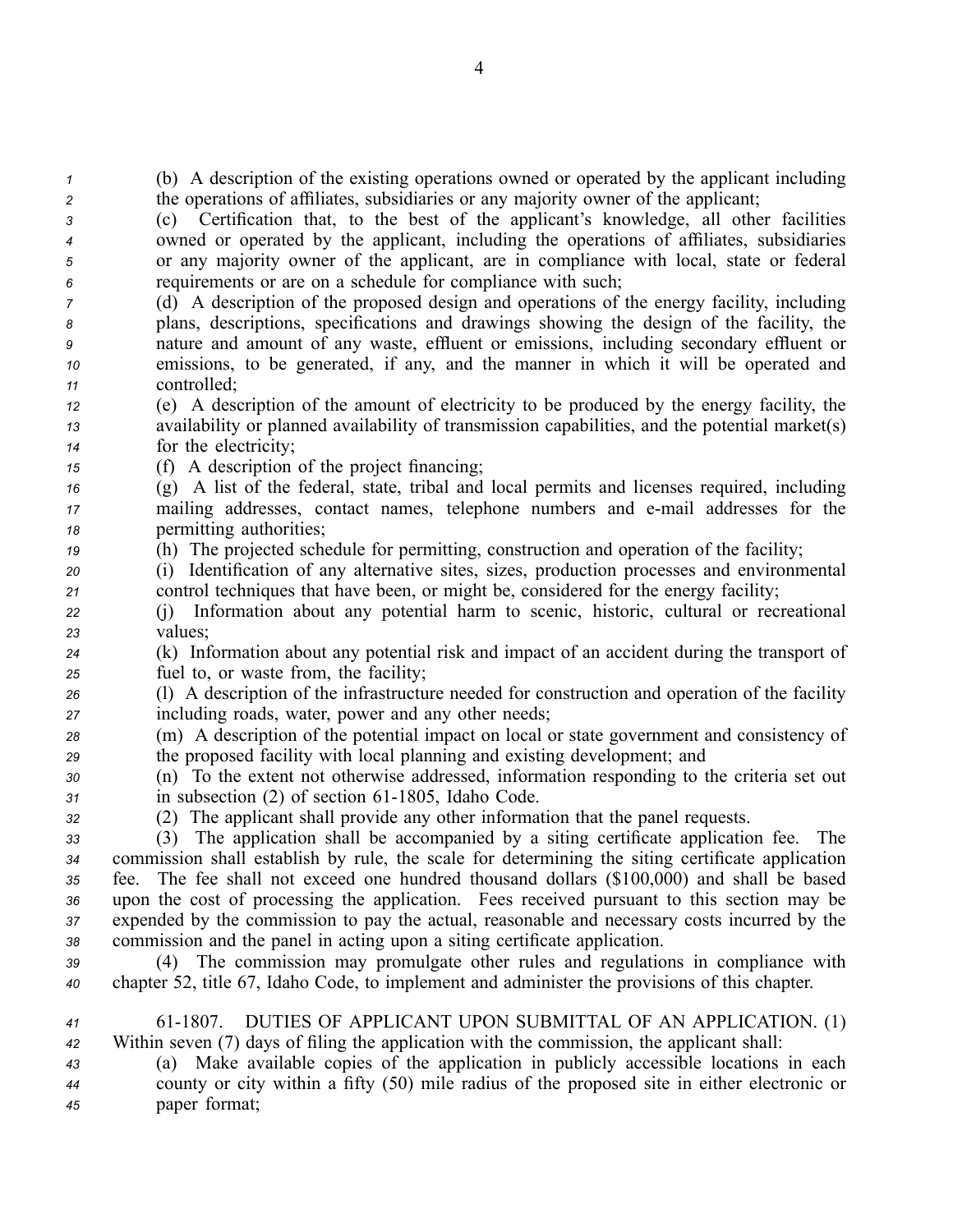(b) A description of the existing operations owned or operated by the applicant including the operations of affiliates, subsidiaries or any majority owner of the applicant;

(c) Certification that, to the best of the applicant's knowledge, all other facilities owned or operated by the applicant, including the operations of affiliates, subsidiaries or any majority owner of the applicant, are in compliance with local, state or federal requirements or are on a schedule for compliance with such;

(d) A description of the proposed design and operations of the energy facility, including plans, descriptions, specifications and drawings showing the design of the facility, the nature and amount of any waste, effluent or emissions, including secondary effluent or emissions, to be generated, if any, and the manner in which it will be operated and controlled;

(e) A description of the amount of electricity to be produced by the energy facility, the availability or planned availability of transmission capabilities, and the potential market(s) for the electricity;

(f) A description of the project financing;

(g) A list of the federal, state, tribal and local permits and licenses required, including mailing addresses, contact names, telephone numbers and e-mail addresses for the permitting authorities;

(h) The projected schedule for permitting, construction and operation of the facility;

(i) Identification of any alternative sites, sizes, production processes and environmental control techniques that have been, or might be, considered for the energy facility;

(j) Information about any potential harm to scenic, historic, cultural or recreational values;

(k) Information about any potential risk and impact of an accident during the transport of fuel to, or waste from, the facility;

(l) A description of the infrastructure needed for construction and operation of the facility including roads, water, power and any other needs;

(m) A description of the potential impact on local or state government and consistency of the proposed facility with local planning and existing development; and

(n) To the extent not otherwise addressed, information responding to the criteria set out in subsection (2) of section 61-1805, Idaho Code.

(2) The applicant shall provide any other information that the panel requests.

(3) The application shall be accompanied by a siting certificate application fee. The commission shall establish by rule, the scale for determining the siting certificate application fee. The fee shall not exceed one hundred thousand dollars ($100,000) and shall be based upon the cost of processing the application. Fees received pursuant to this section may be expended by the commission to pay the actual, reasonable and necessary costs incurred by the commission and the panel in acting upon a siting certificate application.

(4) The commission may promulgate other rules and regulations in compliance with chapter 52, title 67, Idaho Code, to implement and administer the provisions of this chapter.

61-1807. DUTIES OF APPLICANT UPON SUBMITTAL OF AN APPLICATION. (1) Within seven (7) days of filing the application with the commission, the applicant shall:

(a) Make available copies of the application in publicly accessible locations in each county or city within a fifty (50) mile radius of the proposed site in either electronic or paper format;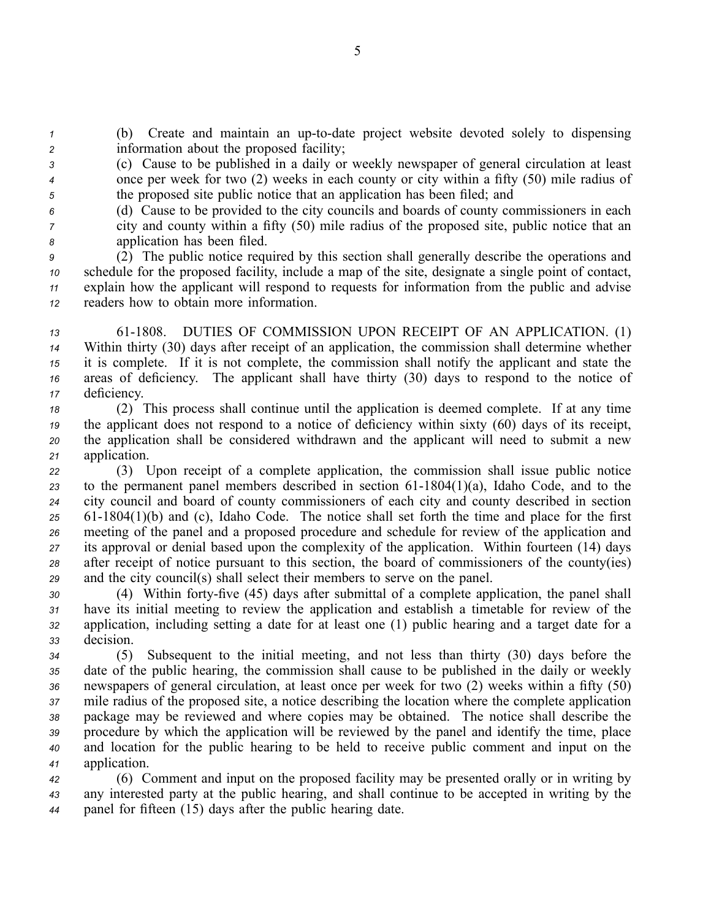(b) Create and maintain an up-to-date project website devoted solely to dispensing information about the proposed facility;

(c) Cause to be published in a daily or weekly newspaper of general circulation at least once per week for two (2) weeks in each county or city within a fifty (50) mile radius of the proposed site public notice that an application has been filed; and

(d) Cause to be provided to the city councils and boards of county commissioners in each city and county within a fifty (50) mile radius of the proposed site, public notice that an application has been filed.

(2) The public notice required by this section shall generally describe the operations and schedule for the proposed facility, include a map of the site, designate a single point of contact, explain how the applicant will respond to requests for information from the public and advise readers how to obtain more information.

61-1808. DUTIES OF COMMISSION UPON RECEIPT OF AN APPLICATION. (1) Within thirty (30) days after receipt of an application, the commission shall determine whether it is complete. If it is not complete, the commission shall notify the applicant and state the areas of deficiency. The applicant shall have thirty (30) days to respond to the notice of deficiency.

(2) This process shall continue until the application is deemed complete. If at any time the applicant does not respond to a notice of deficiency within sixty (60) days of its receipt, the application shall be considered withdrawn and the applicant will need to submit a new application.

(3) Upon receipt of a complete application, the commission shall issue public notice to the permanent panel members described in section 61-1804(1)(a), Idaho Code, and to the city council and board of county commissioners of each city and county described in section 61-1804(1)(b) and (c), Idaho Code. The notice shall set forth the time and place for the first meeting of the panel and a proposed procedure and schedule for review of the application and its approval or denial based upon the complexity of the application. Within fourteen (14) days after receipt of notice pursuant to this section, the board of commissioners of the county(ies) and the city council(s) shall select their members to serve on the panel.

(4) Within forty-five (45) days after submittal of a complete application, the panel shall have its initial meeting to review the application and establish a timetable for review of the application, including setting a date for at least one (1) public hearing and a target date for a decision.

(5) Subsequent to the initial meeting, and not less than thirty (30) days before the date of the public hearing, the commission shall cause to be published in the daily or weekly newspapers of general circulation, at least once per week for two (2) weeks within a fifty (50) mile radius of the proposed site, a notice describing the location where the complete application package may be reviewed and where copies may be obtained. The notice shall describe the procedure by which the application will be reviewed by the panel and identify the time, place and location for the public hearing to be held to receive public comment and input on the application.

(6) Comment and input on the proposed facility may be presented orally or in writing by any interested party at the public hearing, and shall continue to be accepted in writing by the panel for fifteen (15) days after the public hearing date.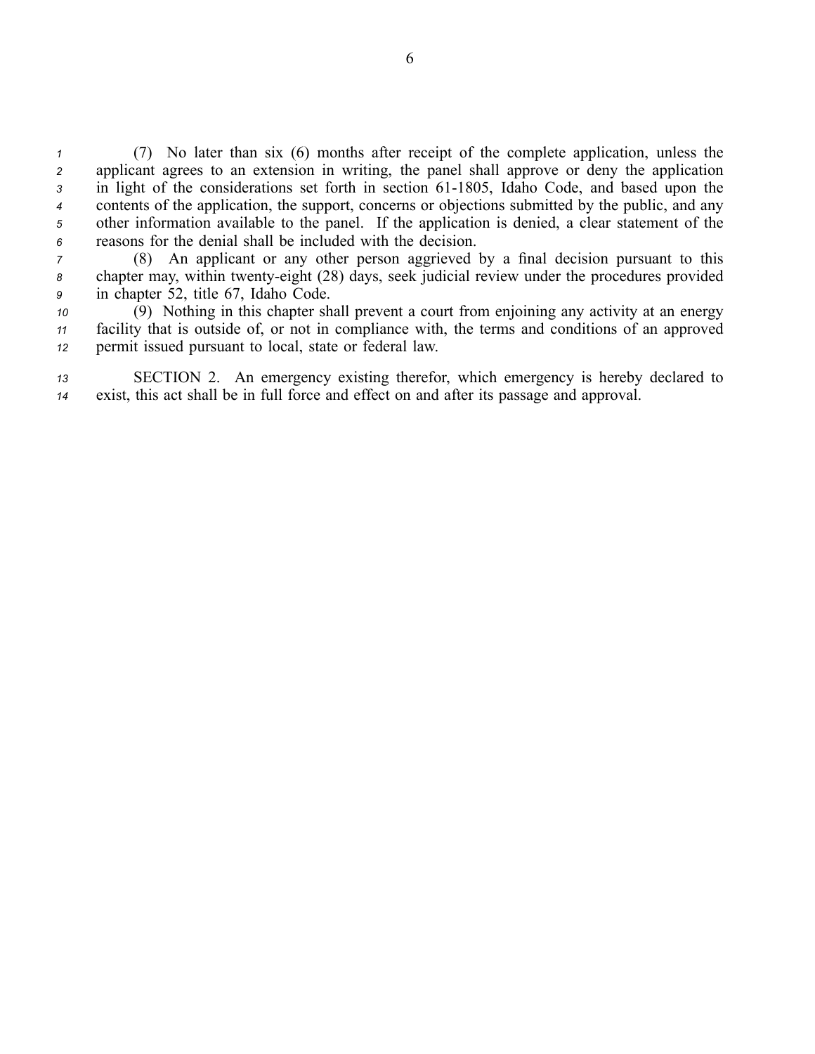(7) No later than six (6) months after receipt of the complete application, unless the applicant agrees to an extension in writing, the panel shall approve or deny the application in light of the considerations set forth in section 61-1805, Idaho Code, and based upon the contents of the application, the support, concerns or objections submitted by the public, and any other information available to the panel. If the application is denied, a clear statement of the reasons for the denial shall be included with the decision.

(8) An applicant or any other person aggrieved by a final decision pursuant to this chapter may, within twenty-eight (28) days, seek judicial review under the procedures provided in chapter 52, title 67, Idaho Code.

(9) Nothing in this chapter shall prevent a court from enjoining any activity at an energy facility that is outside of, or not in compliance with, the terms and conditions of an approved permit issued pursuant to local, state or federal law.

SECTION 2. An emergency existing therefor, which emergency is hereby declared to exist, this act shall be in full force and effect on and after its passage and approval.